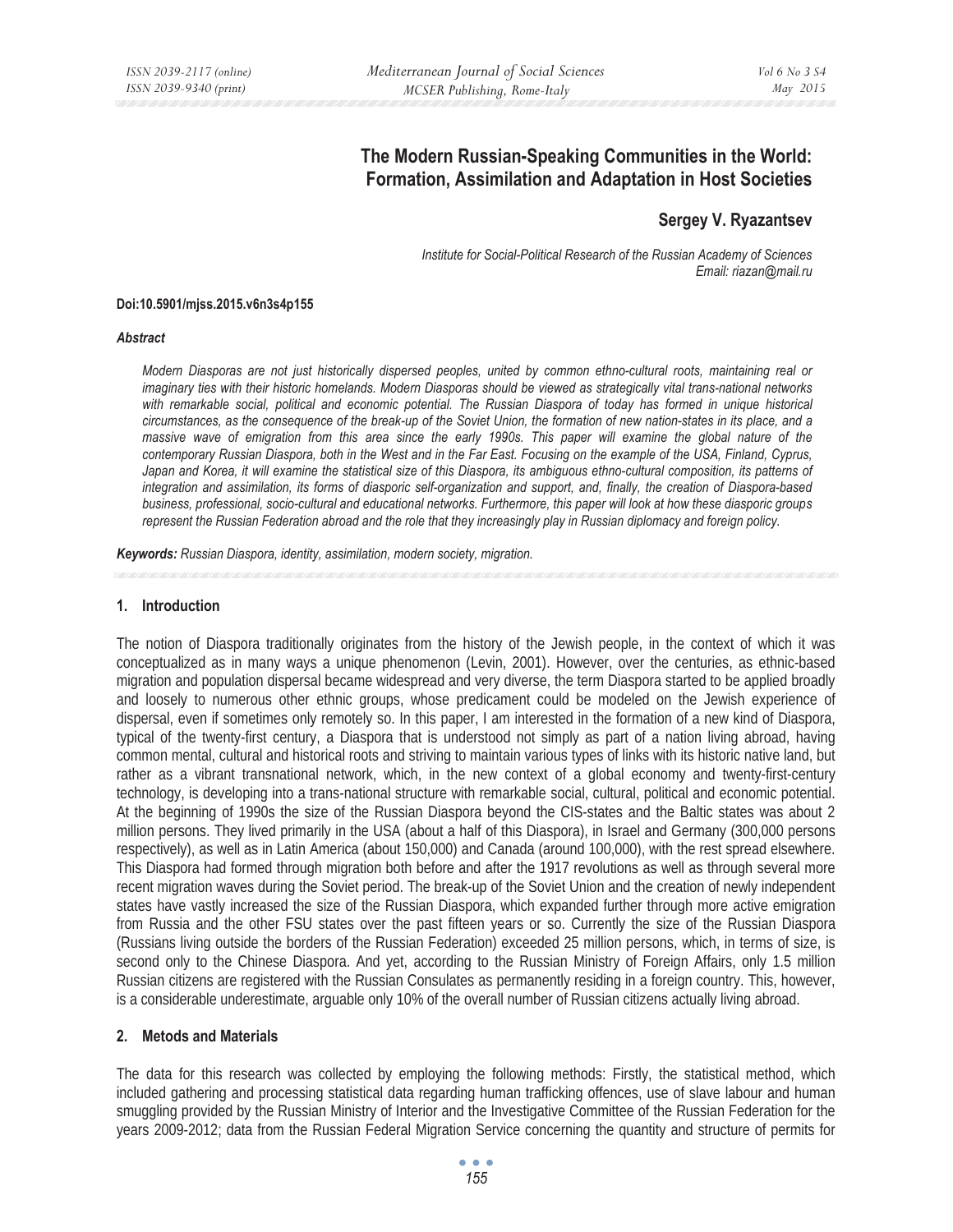# The Modern Russian-Speaking Communities in the World: Formation, Assimilation and Adaptation in Host Societies

**Sergey V. Ryazantsev**

*Institute for Social-Political Research of the Russian Academy of Sciences*
*Email: riazan@mail.ru*

**Doi:10.5901/mjss.2015.v6n3s4p155**

***Abstract***

*Modern Diasporas are not just historically dispersed peoples, united by common ethno-cultural roots, maintaining real or imaginary ties with their historic homelands. Modern Diasporas should be viewed as strategically vital trans-national networks with remarkable social, political and economic potential. The Russian Diaspora of today has formed in unique historical circumstances, as the consequence of the break-up of the Soviet Union, the formation of new nation-states in its place, and a massive wave of emigration from this area since the early 1990s. This paper will examine the global nature of the contemporary Russian Diaspora, both in the West and in the Far East. Focusing on the example of the USA, Finland, Cyprus, Japan and Korea, it will examine the statistical size of this Diaspora, its ambiguous ethno-cultural composition, its patterns of integration and assimilation, its forms of diasporic self-organization and support, and, finally, the creation of Diaspora-based business, professional, socio-cultural and educational networks. Furthermore, this paper will look at how these diasporic groups represent the Russian Federation abroad and the role that they increasingly play in Russian diplomacy and foreign policy.*

***Keywords:*** *Russian Diaspora, identity, assimilation, modern society, migration.*

## 1. Introduction

The notion of Diaspora traditionally originates from the history of the Jewish people, in the context of which it was conceptualized as in many ways a unique phenomenon (Levin, 2001). However, over the centuries, as ethnic-based migration and population dispersal became widespread and very diverse, the term Diaspora started to be applied broadly and loosely to numerous other ethnic groups, whose predicament could be modeled on the Jewish experience of dispersal, even if sometimes only remotely so. In this paper, I am interested in the formation of a new kind of Diaspora, typical of the twenty-first century, a Diaspora that is understood not simply as part of a nation living abroad, having common mental, cultural and historical roots and striving to maintain various types of links with its historic native land, but rather as a vibrant transnational network, which, in the new context of a global economy and twenty-first-century technology, is developing into a trans-national structure with remarkable social, cultural, political and economic potential. At the beginning of 1990s the size of the Russian Diaspora beyond the CIS-states and the Baltic states was about 2 million persons. They lived primarily in the USA (about a half of this Diaspora), in Israel and Germany (300,000 persons respectively), as well as in Latin America (about 150,000) and Canada (around 100,000), with the rest spread elsewhere. This Diaspora had formed through migration both before and after the 1917 revolutions as well as through several more recent migration waves during the Soviet period. The break-up of the Soviet Union and the creation of newly independent states have vastly increased the size of the Russian Diaspora, which expanded further through more active emigration from Russia and the other FSU states over the past fifteen years or so. Currently the size of the Russian Diaspora (Russians living outside the borders of the Russian Federation) exceeded 25 million persons, which, in terms of size, is second only to the Chinese Diaspora. And yet, according to the Russian Ministry of Foreign Affairs, only 1.5 million Russian citizens are registered with the Russian Consulates as permanently residing in a foreign country. This, however, is a considerable underestimate, arguable only 10% of the overall number of Russian citizens actually living abroad.

## 2. Metods and Materials

The data for this research was collected by employing the following methods: Firstly, the statistical method, which included gathering and processing statistical data regarding human trafficking offences, use of slave labour and human smuggling provided by the Russian Ministry of Interior and the Investigative Committee of the Russian Federation for the years 2009-2012; data from the Russian Federal Migration Service concerning the quantity and structure of permits for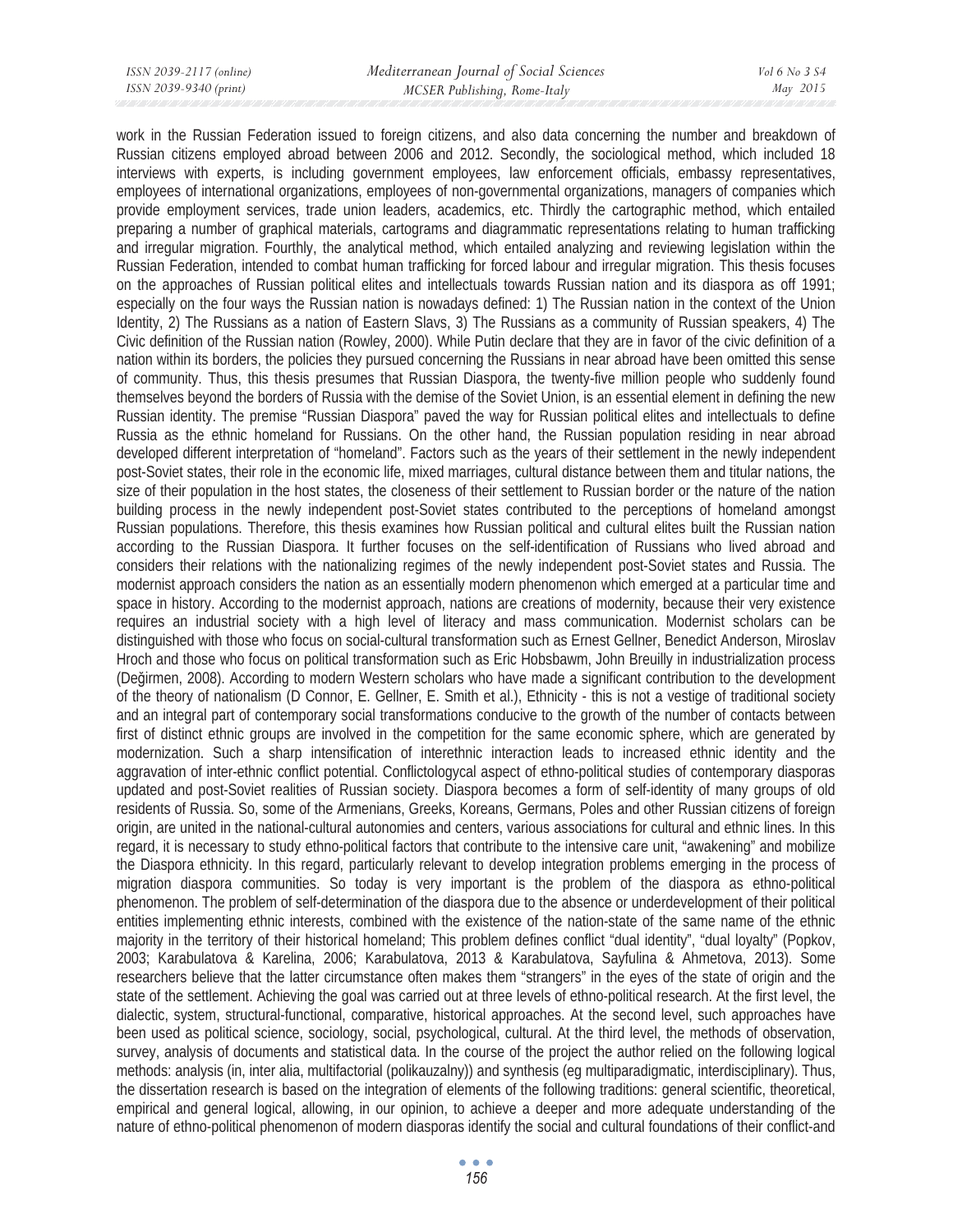work in the Russian Federation issued to foreign citizens, and also data concerning the number and breakdown of Russian citizens employed abroad between 2006 and 2012. Secondly, the sociological method, which included 18 interviews with experts, is including government employees, law enforcement officials, embassy representatives, employees of international organizations, employees of non-governmental organizations, managers of companies which provide employment services, trade union leaders, academics, etc. Thirdly the cartographic method, which entailed preparing a number of graphical materials, cartograms and diagrammatic representations relating to human trafficking and irregular migration. Fourthly, the analytical method, which entailed analyzing and reviewing legislation within the Russian Federation, intended to combat human trafficking for forced labour and irregular migration. This thesis focuses on the approaches of Russian political elites and intellectuals towards Russian nation and its diaspora as off 1991; especially on the four ways the Russian nation is nowadays defined: 1) The Russian nation in the context of the Union Identity, 2) The Russians as a nation of Eastern Slavs, 3) The Russians as a community of Russian speakers, 4) The Civic definition of the Russian nation (Rowley, 2000). While Putin declare that they are in favor of the civic definition of a nation within its borders, the policies they pursued concerning the Russians in near abroad have been omitted this sense of community. Thus, this thesis presumes that Russian Diaspora, the twenty-five million people who suddenly found themselves beyond the borders of Russia with the demise of the Soviet Union, is an essential element in defining the new Russian identity. The premise "Russian Diaspora" paved the way for Russian political elites and intellectuals to define Russia as the ethnic homeland for Russians. On the other hand, the Russian population residing in near abroad developed different interpretation of "homeland". Factors such as the years of their settlement in the newly independent post-Soviet states, their role in the economic life, mixed marriages, cultural distance between them and titular nations, the size of their population in the host states, the closeness of their settlement to Russian border or the nature of the nation building process in the newly independent post-Soviet states contributed to the perceptions of homeland amongst Russian populations. Therefore, this thesis examines how Russian political and cultural elites built the Russian nation according to the Russian Diaspora. It further focuses on the self-identification of Russians who lived abroad and considers their relations with the nationalizing regimes of the newly independent post-Soviet states and Russia. The modernist approach considers the nation as an essentially modern phenomenon which emerged at a particular time and space in history. According to the modernist approach, nations are creations of modernity, because their very existence requires an industrial society with a high level of literacy and mass communication. Modernist scholars can be distinguished with those who focus on social-cultural transformation such as Ernest Gellner, Benedict Anderson, Miroslav Hroch and those who focus on political transformation such as Eric Hobsbawm, John Breuilly in industrialization process (Değirmen, 2008). According to modern Western scholars who have made a significant contribution to the development of the theory of nationalism (D Connor, E. Gellner, E. Smith et al.), Ethnicity - this is not a vestige of traditional society and an integral part of contemporary social transformations conducive to the growth of the number of contacts between first of distinct ethnic groups are involved in the competition for the same economic sphere, which are generated by modernization. Such a sharp intensification of interethnic interaction leads to increased ethnic identity and the aggravation of inter-ethnic conflict potential. Conflictologycal aspect of ethno-political studies of contemporary diasporas updated and post-Soviet realities of Russian society. Diaspora becomes a form of self-identity of many groups of old residents of Russia. So, some of the Armenians, Greeks, Koreans, Germans, Poles and other Russian citizens of foreign origin, are united in the national-cultural autonomies and centers, various associations for cultural and ethnic lines. In this regard, it is necessary to study ethno-political factors that contribute to the intensive care unit, "awakening" and mobilize the Diaspora ethnicity. In this regard, particularly relevant to develop integration problems emerging in the process of migration diaspora communities. So today is very important is the problem of the diaspora as ethno-political phenomenon. The problem of self-determination of the diaspora due to the absence or underdevelopment of their political entities implementing ethnic interests, combined with the existence of the nation-state of the same name of the ethnic majority in the territory of their historical homeland; This problem defines conflict "dual identity", "dual loyalty" (Popkov, 2003; Karabulatova & Karelina, 2006; Karabulatova, 2013 & Karabulatova, Sayfulina & Ahmetova, 2013). Some researchers believe that the latter circumstance often makes them "strangers" in the eyes of the state of origin and the state of the settlement. Achieving the goal was carried out at three levels of ethno-political research. At the first level, the dialectic, system, structural-functional, comparative, historical approaches. At the second level, such approaches have been used as political science, sociology, social, psychological, cultural. At the third level, the methods of observation, survey, analysis of documents and statistical data. In the course of the project the author relied on the following logical methods: analysis (in, inter alia, multifactorial (polikauzalny)) and synthesis (eg multiparadigmatic, interdisciplinary). Thus, the dissertation research is based on the integration of elements of the following traditions: general scientific, theoretical, empirical and general logical, allowing, in our opinion, to achieve a deeper and more adequate understanding of the nature of ethno-political phenomenon of modern diasporas identify the social and cultural foundations of their conflict-and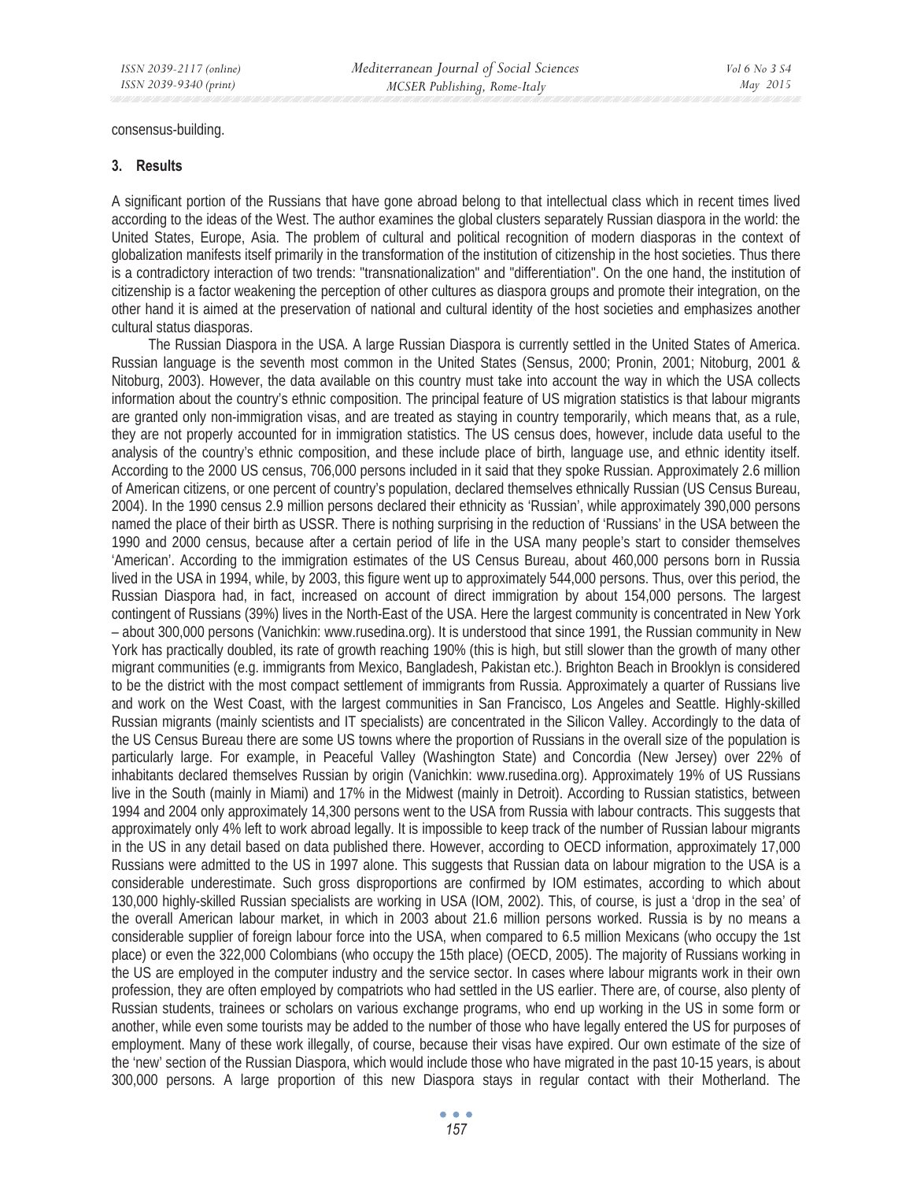consensus-building.

### 3. Results

A significant portion of the Russians that have gone abroad belong to that intellectual class which in recent times lived according to the ideas of the West. The author examines the global clusters separately Russian diaspora in the world: the United States, Europe, Asia. The problem of cultural and political recognition of modern diasporas in the context of globalization manifests itself primarily in the transformation of the institution of citizenship in the host societies. Thus there is a contradictory interaction of two trends: "transnationalization" and "differentiation". On the one hand, the institution of citizenship is a factor weakening the perception of other cultures as diaspora groups and promote their integration, on the other hand it is aimed at the preservation of national and cultural identity of the host societies and emphasizes another cultural status diasporas.

The Russian Diaspora in the USA. A large Russian Diaspora is currently settled in the United States of America. Russian language is the seventh most common in the United States (Sensus, 2000; Pronin, 2001; Nitoburg, 2001 & Nitoburg, 2003). However, the data available on this country must take into account the way in which the USA collects information about the country's ethnic composition. The principal feature of US migration statistics is that labour migrants are granted only non-immigration visas, and are treated as staying in country temporarily, which means that, as a rule, they are not properly accounted for in immigration statistics. The US census does, however, include data useful to the analysis of the country's ethnic composition, and these include place of birth, language use, and ethnic identity itself. According to the 2000 US census, 706,000 persons included in it said that they spoke Russian. Approximately 2.6 million of American citizens, or one percent of country's population, declared themselves ethnically Russian (US Census Bureau, 2004). In the 1990 census 2.9 million persons declared their ethnicity as 'Russian', while approximately 390,000 persons named the place of their birth as USSR. There is nothing surprising in the reduction of 'Russians' in the USA between the 1990 and 2000 census, because after a certain period of life in the USA many people's start to consider themselves 'American'. According to the immigration estimates of the US Census Bureau, about 460,000 persons born in Russia lived in the USA in 1994, while, by 2003, this figure went up to approximately 544,000 persons. Thus, over this period, the Russian Diaspora had, in fact, increased on account of direct immigration by about 154,000 persons. The largest contingent of Russians (39%) lives in the North-East of the USA. Here the largest community is concentrated in New York – about 300,000 persons (Vanichkin: www.rusedina.org). It is understood that since 1991, the Russian community in New York has practically doubled, its rate of growth reaching 190% (this is high, but still slower than the growth of many other migrant communities (e.g. immigrants from Mexico, Bangladesh, Pakistan etc.). Brighton Beach in Brooklyn is considered to be the district with the most compact settlement of immigrants from Russia. Approximately a quarter of Russians live and work on the West Coast, with the largest communities in San Francisco, Los Angeles and Seattle. Highly-skilled Russian migrants (mainly scientists and IT specialists) are concentrated in the Silicon Valley. Accordingly to the data of the US Census Bureau there are some US towns where the proportion of Russians in the overall size of the population is particularly large. For example, in Peaceful Valley (Washington State) and Concordia (New Jersey) over 22% of inhabitants declared themselves Russian by origin (Vanichkin: www.rusedina.org). Approximately 19% of US Russians live in the South (mainly in Miami) and 17% in the Midwest (mainly in Detroit). According to Russian statistics, between 1994 and 2004 only approximately 14,300 persons went to the USA from Russia with labour contracts. This suggests that approximately only 4% left to work abroad legally. It is impossible to keep track of the number of Russian labour migrants in the US in any detail based on data published there. However, according to OECD information, approximately 17,000 Russians were admitted to the US in 1997 alone. This suggests that Russian data on labour migration to the USA is a considerable underestimate. Such gross disproportions are confirmed by IOM estimates, according to which about 130,000 highly-skilled Russian specialists are working in USA (IOM, 2002). This, of course, is just a 'drop in the sea' of the overall American labour market, in which in 2003 about 21.6 million persons worked. Russia is by no means a considerable supplier of foreign labour force into the USA, when compared to 6.5 million Mexicans (who occupy the 1st place) or even the 322,000 Colombians (who occupy the 15th place) (OECD, 2005). The majority of Russians working in the US are employed in the computer industry and the service sector. In cases where labour migrants work in their own profession, they are often employed by compatriots who had settled in the US earlier. There are, of course, also plenty of Russian students, trainees or scholars on various exchange programs, who end up working in the US in some form or another, while even some tourists may be added to the number of those who have legally entered the US for purposes of employment. Many of these work illegally, of course, because their visas have expired. Our own estimate of the size of the 'new' section of the Russian Diaspora, which would include those who have migrated in the past 10-15 years, is about 300,000 persons. A large proportion of this new Diaspora stays in regular contact with their Motherland. The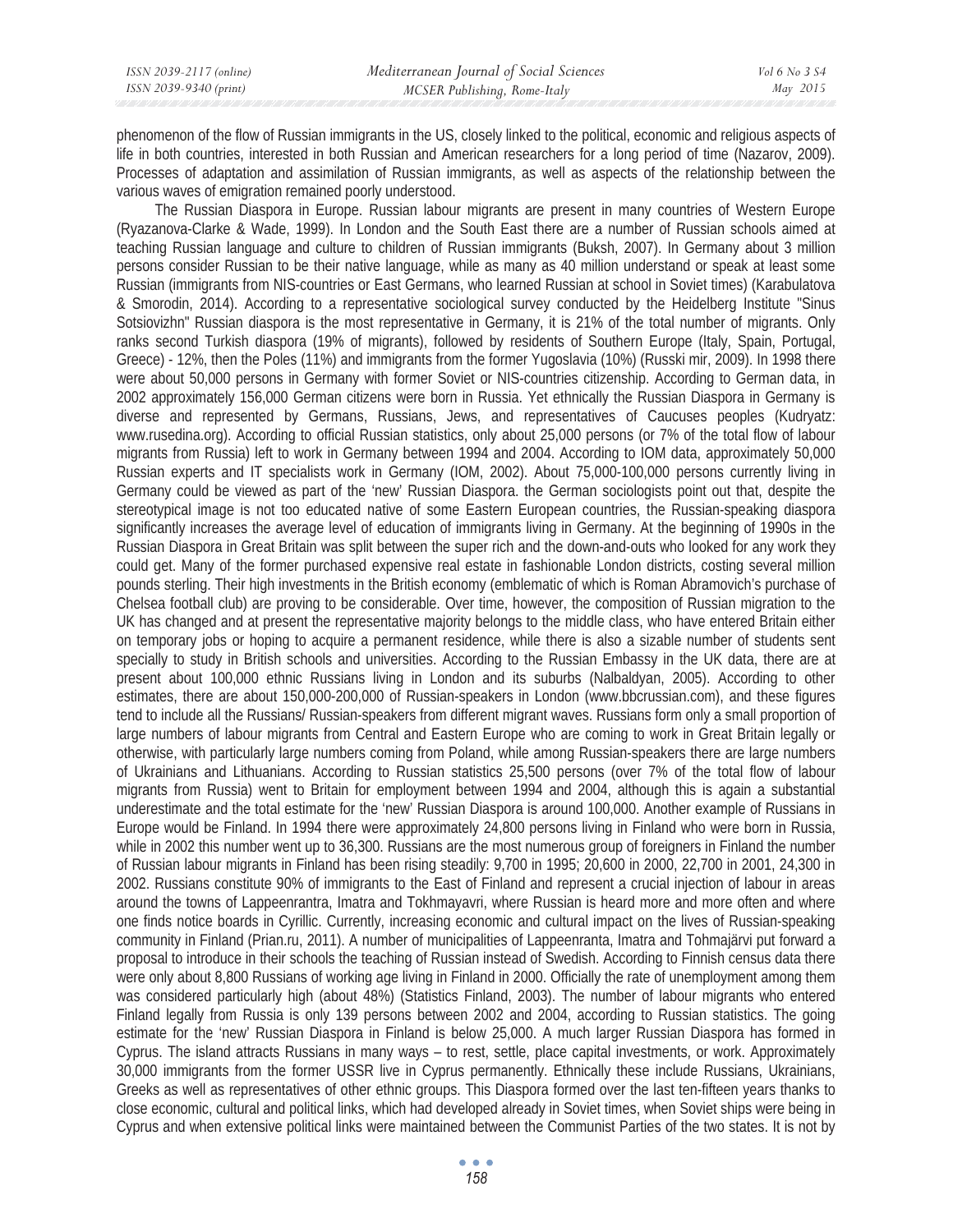phenomenon of the flow of Russian immigrants in the US, closely linked to the political, economic and religious aspects of life in both countries, interested in both Russian and American researchers for a long period of time (Nazarov, 2009). Processes of adaptation and assimilation of Russian immigrants, as well as aspects of the relationship between the various waves of emigration remained poorly understood.

The Russian Diaspora in Europe. Russian labour migrants are present in many countries of Western Europe (Ryazanova-Clarke & Wade, 1999). In London and the South East there are a number of Russian schools aimed at teaching Russian language and culture to children of Russian immigrants (Buksh, 2007). In Germany about 3 million persons consider Russian to be their native language, while as many as 40 million understand or speak at least some Russian (immigrants from NIS-countries or East Germans, who learned Russian at school in Soviet times) (Karabulatova & Smorodin, 2014). According to a representative sociological survey conducted by the Heidelberg Institute "Sinus Sotsiovizhn" Russian diaspora is the most representative in Germany, it is 21% of the total number of migrants. Only ranks second Turkish diaspora (19% of migrants), followed by residents of Southern Europe (Italy, Spain, Portugal, Greece) - 12%, then the Poles (11%) and immigrants from the former Yugoslavia (10%) (Russki mir, 2009). In 1998 there were about 50,000 persons in Germany with former Soviet or NIS-countries citizenship. According to German data, in 2002 approximately 156,000 German citizens were born in Russia. Yet ethnically the Russian Diaspora in Germany is diverse and represented by Germans, Russians, Jews, and representatives of Caucuses peoples (Kudryatz: www.rusedina.org). According to official Russian statistics, only about 25,000 persons (or 7% of the total flow of labour migrants from Russia) left to work in Germany between 1994 and 2004. According to IOM data, approximately 50,000 Russian experts and IT specialists work in Germany (IOM, 2002). About 75,000-100,000 persons currently living in Germany could be viewed as part of the 'new' Russian Diaspora. the German sociologists point out that, despite the stereotypical image is not too educated native of some Eastern European countries, the Russian-speaking diaspora significantly increases the average level of education of immigrants living in Germany. At the beginning of 1990s in the Russian Diaspora in Great Britain was split between the super rich and the down-and-outs who looked for any work they could get. Many of the former purchased expensive real estate in fashionable London districts, costing several million pounds sterling. Their high investments in the British economy (emblematic of which is Roman Abramovich's purchase of Chelsea football club) are proving to be considerable. Over time, however, the composition of Russian migration to the UK has changed and at present the representative majority belongs to the middle class, who have entered Britain either on temporary jobs or hoping to acquire a permanent residence, while there is also a sizable number of students sent specially to study in British schools and universities. According to the Russian Embassy in the UK data, there are at present about 100,000 ethnic Russians living in London and its suburbs (Nalbaldyan, 2005). According to other estimates, there are about 150,000-200,000 of Russian-speakers in London (www.bbcrussian.com), and these figures tend to include all the Russians/ Russian-speakers from different migrant waves. Russians form only a small proportion of large numbers of labour migrants from Central and Eastern Europe who are coming to work in Great Britain legally or otherwise, with particularly large numbers coming from Poland, while among Russian-speakers there are large numbers of Ukrainians and Lithuanians. According to Russian statistics 25,500 persons (over 7% of the total flow of labour migrants from Russia) went to Britain for employment between 1994 and 2004, although this is again a substantial underestimate and the total estimate for the 'new' Russian Diaspora is around 100,000. Another example of Russians in Europe would be Finland. In 1994 there were approximately 24,800 persons living in Finland who were born in Russia, while in 2002 this number went up to 36,300. Russians are the most numerous group of foreigners in Finland the number of Russian labour migrants in Finland has been rising steadily: 9,700 in 1995; 20,600 in 2000, 22,700 in 2001, 24,300 in 2002. Russians constitute 90% of immigrants to the East of Finland and represent a crucial injection of labour in areas around the towns of Lappeenrantra, Imatra and Tokhmayavri, where Russian is heard more and more often and where one finds notice boards in Cyrillic. Currently, increasing economic and cultural impact on the lives of Russian-speaking community in Finland (Prian.ru, 2011). A number of municipalities of Lappeenranta, Imatra and Tohmajärvi put forward a proposal to introduce in their schools the teaching of Russian instead of Swedish. According to Finnish census data there were only about 8,800 Russians of working age living in Finland in 2000. Officially the rate of unemployment among them was considered particularly high (about 48%) (Statistics Finland, 2003). The number of labour migrants who entered Finland legally from Russia is only 139 persons between 2002 and 2004, according to Russian statistics. The going estimate for the 'new' Russian Diaspora in Finland is below 25,000. A much larger Russian Diaspora has formed in Cyprus. The island attracts Russians in many ways – to rest, settle, place capital investments, or work. Approximately 30,000 immigrants from the former USSR live in Cyprus permanently. Ethnically these include Russians, Ukrainians, Greeks as well as representatives of other ethnic groups. This Diaspora formed over the last ten-fifteen years thanks to close economic, cultural and political links, which had developed already in Soviet times, when Soviet ships were being in Cyprus and when extensive political links were maintained between the Communist Parties of the two states. It is not by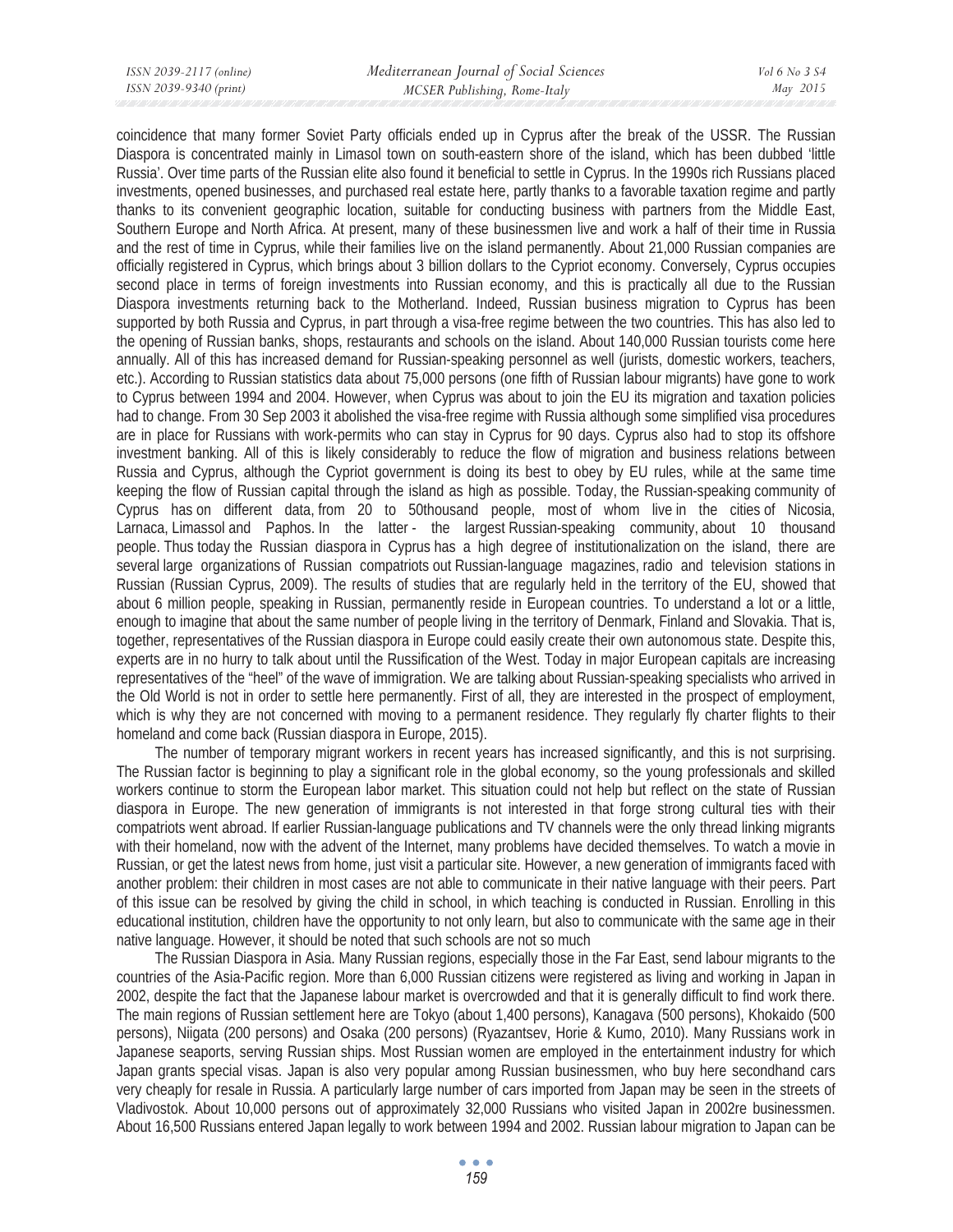coincidence that many former Soviet Party officials ended up in Cyprus after the break of the USSR. The Russian Diaspora is concentrated mainly in Limasol town on south-eastern shore of the island, which has been dubbed 'little Russia'. Over time parts of the Russian elite also found it beneficial to settle in Cyprus. In the 1990s rich Russians placed investments, opened businesses, and purchased real estate here, partly thanks to a favorable taxation regime and partly thanks to its convenient geographic location, suitable for conducting business with partners from the Middle East, Southern Europe and North Africa. At present, many of these businessmen live and work a half of their time in Russia and the rest of time in Cyprus, while their families live on the island permanently. About 21,000 Russian companies are officially registered in Cyprus, which brings about 3 billion dollars to the Cypriot economy. Conversely, Cyprus occupies second place in terms of foreign investments into Russian economy, and this is practically all due to the Russian Diaspora investments returning back to the Motherland. Indeed, Russian business migration to Cyprus has been supported by both Russia and Cyprus, in part through a visa-free regime between the two countries. This has also led to the opening of Russian banks, shops, restaurants and schools on the island. About 140,000 Russian tourists come here annually. All of this has increased demand for Russian-speaking personnel as well (jurists, domestic workers, teachers, etc.). According to Russian statistics data about 75,000 persons (one fifth of Russian labour migrants) have gone to work to Cyprus between 1994 and 2004. However, when Cyprus was about to join the EU its migration and taxation policies had to change. From 30 Sep 2003 it abolished the visa-free regime with Russia although some simplified visa procedures are in place for Russians with work-permits who can stay in Cyprus for 90 days. Cyprus also had to stop its offshore investment banking. All of this is likely considerably to reduce the flow of migration and business relations between Russia and Cyprus, although the Cypriot government is doing its best to obey by EU rules, while at the same time keeping the flow of Russian capital through the island as high as possible. Today, the Russian-speaking community of Cyprus has on different data, from 20 to 50thousand people, most of whom live in the cities of Nicosia, Larnaca, Limassol and Paphos. In the latter - the largest Russian-speaking community, about 10 thousand people. Thus today the Russian diaspora in Cyprus has a high degree of institutionalization on the island, there are several large organizations of Russian compatriots out Russian-language magazines, radio and television stations in Russian (Russian Cyprus, 2009). The results of studies that are regularly held in the territory of the EU, showed that about 6 million people, speaking in Russian, permanently reside in European countries. To understand a lot or a little, enough to imagine that about the same number of people living in the territory of Denmark, Finland and Slovakia. That is, together, representatives of the Russian diaspora in Europe could easily create their own autonomous state. Despite this, experts are in no hurry to talk about until the Russification of the West. Today in major European capitals are increasing representatives of the "heel" of the wave of immigration. We are talking about Russian-speaking specialists who arrived in the Old World is not in order to settle here permanently. First of all, they are interested in the prospect of employment, which is why they are not concerned with moving to a permanent residence. They regularly fly charter flights to their homeland and come back (Russian diaspora in Europe, 2015).

The number of temporary migrant workers in recent years has increased significantly, and this is not surprising. The Russian factor is beginning to play a significant role in the global economy, so the young professionals and skilled workers continue to storm the European labor market. This situation could not help but reflect on the state of Russian diaspora in Europe. The new generation of immigrants is not interested in that forge strong cultural ties with their compatriots went abroad. If earlier Russian-language publications and TV channels were the only thread linking migrants with their homeland, now with the advent of the Internet, many problems have decided themselves. To watch a movie in Russian, or get the latest news from home, just visit a particular site. However, a new generation of immigrants faced with another problem: their children in most cases are not able to communicate in their native language with their peers. Part of this issue can be resolved by giving the child in school, in which teaching is conducted in Russian. Enrolling in this educational institution, children have the opportunity to not only learn, but also to communicate with the same age in their native language. However, it should be noted that such schools are not so much

The Russian Diaspora in Asia. Many Russian regions, especially those in the Far East, send labour migrants to the countries of the Asia-Pacific region. More than 6,000 Russian citizens were registered as living and working in Japan in 2002, despite the fact that the Japanese labour market is overcrowded and that it is generally difficult to find work there. The main regions of Russian settlement here are Tokyo (about 1,400 persons), Kanagava (500 persons), Khokaido (500 persons), Niigata (200 persons) and Osaka (200 persons) (Ryazantsev, Horie & Kumo, 2010). Many Russians work in Japanese seaports, serving Russian ships. Most Russian women are employed in the entertainment industry for which Japan grants special visas. Japan is also very popular among Russian businessmen, who buy here secondhand cars very cheaply for resale in Russia. A particularly large number of cars imported from Japan may be seen in the streets of Vladivostok. About 10,000 persons out of approximately 32,000 Russians who visited Japan in 2002re businessmen. About 16,500 Russians entered Japan legally to work between 1994 and 2002. Russian labour migration to Japan can be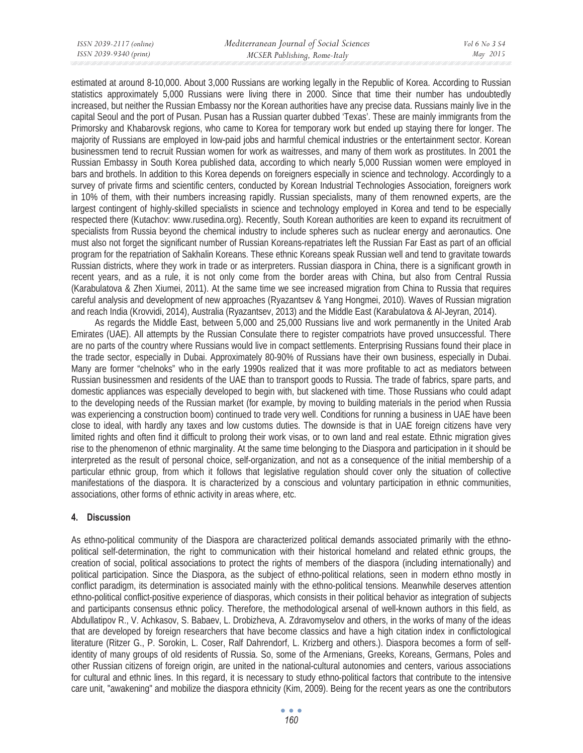estimated at around 8-10,000. About 3,000 Russians are working legally in the Republic of Korea. According to Russian statistics approximately 5,000 Russians were living there in 2000. Since that time their number has undoubtedly increased, but neither the Russian Embassy nor the Korean authorities have any precise data. Russians mainly live in the capital Seoul and the port of Pusan. Pusan has a Russian quarter dubbed 'Texas'. These are mainly immigrants from the Primorsky and Khabarovsk regions, who came to Korea for temporary work but ended up staying there for longer. The majority of Russians are employed in low-paid jobs and harmful chemical industries or the entertainment sector. Korean businessmen tend to recruit Russian women for work as waitresses, and many of them work as prostitutes. In 2001 the Russian Embassy in South Korea published data, according to which nearly 5,000 Russian women were employed in bars and brothels. In addition to this Korea depends on foreigners especially in science and technology. Accordingly to a survey of private firms and scientific centers, conducted by Korean Industrial Technologies Association, foreigners work in 10% of them, with their numbers increasing rapidly. Russian specialists, many of them renowned experts, are the largest contingent of highly-skilled specialists in science and technology employed in Korea and tend to be especially respected there (Kutachov: www.rusedina.org). Recently, South Korean authorities are keen to expand its recruitment of specialists from Russia beyond the chemical industry to include spheres such as nuclear energy and aeronautics. One must also not forget the significant number of Russian Koreans-repatriates left the Russian Far East as part of an official program for the repatriation of Sakhalin Koreans. These ethnic Koreans speak Russian well and tend to gravitate towards Russian districts, where they work in trade or as interpreters. Russian diaspora in China, there is a significant growth in recent years, and as a rule, it is not only come from the border areas with China, but also from Central Russia (Karabulatova & Zhen Xiumei, 2011). At the same time we see increased migration from China to Russia that requires careful analysis and development of new approaches (Ryazantsev & Yang Hongmei, 2010). Waves of Russian migration and reach India (Krovvidi, 2014), Australia (Ryazantsev, 2013) and the Middle East (Karabulatova & Al-Jeyran, 2014).

As regards the Middle East, between 5,000 and 25,000 Russians live and work permanently in the United Arab Emirates (UAE). All attempts by the Russian Consulate there to register compatriots have proved unsuccessful. There are no parts of the country where Russians would live in compact settlements. Enterprising Russians found their place in the trade sector, especially in Dubai. Approximately 80-90% of Russians have their own business, especially in Dubai. Many are former "chelnoks" who in the early 1990s realized that it was more profitable to act as mediators between Russian businessmen and residents of the UAE than to transport goods to Russia. The trade of fabrics, spare parts, and domestic appliances was especially developed to begin with, but slackened with time. Those Russians who could adapt to the developing needs of the Russian market (for example, by moving to building materials in the period when Russia was experiencing a construction boom) continued to trade very well. Conditions for running a business in UAE have been close to ideal, with hardly any taxes and low customs duties. The downside is that in UAE foreign citizens have very limited rights and often find it difficult to prolong their work visas, or to own land and real estate. Ethnic migration gives rise to the phenomenon of ethnic marginality. At the same time belonging to the Diaspora and participation in it should be interpreted as the result of personal choice, self-organization, and not as a consequence of the initial membership of a particular ethnic group, from which it follows that legislative regulation should cover only the situation of collective manifestations of the diaspora. It is characterized by a conscious and voluntary participation in ethnic communities, associations, other forms of ethnic activity in areas where, etc.

## 4. Discussion

As ethno-political community of the Diaspora are characterized political demands associated primarily with the ethno-political self-determination, the right to communication with their historical homeland and related ethnic groups, the creation of social, political associations to protect the rights of members of the diaspora (including internationally) and political participation. Since the Diaspora, as the subject of ethno-political relations, seen in modern ethno mostly in conflict paradigm, its determination is associated mainly with the ethno-political tensions. Meanwhile deserves attention ethno-political conflict-positive experience of diasporas, which consists in their political behavior as integration of subjects and participants consensus ethnic policy. Therefore, the methodological arsenal of well-known authors in this field, as Abdullatipov R., V. Achkasov, S. Babaev, L. Drobizheva, A. Zdravomyselov and others, in the works of many of the ideas that are developed by foreign researchers that have become classics and have a high citation index in conflictological literature (Ritzer G., P. Sorokin, L. Coser, Ralf Dahrendorf, L. Krizberg and others.). Diaspora becomes a form of self-identity of many groups of old residents of Russia. So, some of the Armenians, Greeks, Koreans, Germans, Poles and other Russian citizens of foreign origin, are united in the national-cultural autonomies and centers, various associations for cultural and ethnic lines. In this regard, it is necessary to study ethno-political factors that contribute to the intensive care unit, "awakening" and mobilize the diaspora ethnicity (Kim, 2009). Being for the recent years as one the contributors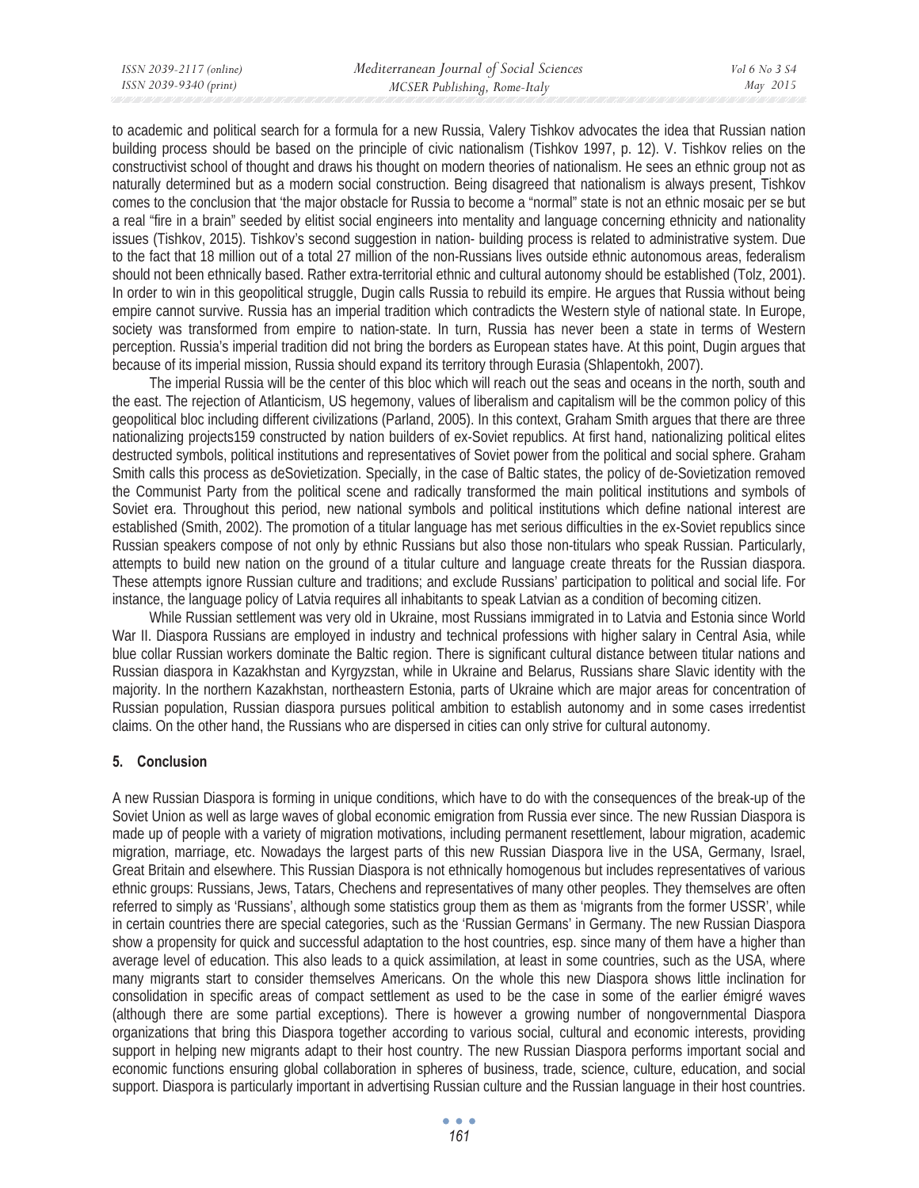to academic and political search for a formula for a new Russia, Valery Tishkov advocates the idea that Russian nation building process should be based on the principle of civic nationalism (Tishkov 1997, p. 12). V. Tishkov relies on the constructivist school of thought and draws his thought on modern theories of nationalism. He sees an ethnic group not as naturally determined but as a modern social construction. Being disagreed that nationalism is always present, Tishkov comes to the conclusion that 'the major obstacle for Russia to become a "normal" state is not an ethnic mosaic per se but a real "fire in a brain" seeded by elitist social engineers into mentality and language concerning ethnicity and nationality issues (Tishkov, 2015). Tishkov's second suggestion in nation- building process is related to administrative system. Due to the fact that 18 million out of a total 27 million of the non-Russians lives outside ethnic autonomous areas, federalism should not been ethnically based. Rather extra-territorial ethnic and cultural autonomy should be established (Tolz, 2001). In order to win in this geopolitical struggle, Dugin calls Russia to rebuild its empire. He argues that Russia without being empire cannot survive. Russia has an imperial tradition which contradicts the Western style of national state. In Europe, society was transformed from empire to nation-state. In turn, Russia has never been a state in terms of Western perception. Russia's imperial tradition did not bring the borders as European states have. At this point, Dugin argues that because of its imperial mission, Russia should expand its territory through Eurasia (Shlapentokh, 2007).

The imperial Russia will be the center of this bloc which will reach out the seas and oceans in the north, south and the east. The rejection of Atlanticism, US hegemony, values of liberalism and capitalism will be the common policy of this geopolitical bloc including different civilizations (Parland, 2005). In this context, Graham Smith argues that there are three nationalizing projects159 constructed by nation builders of ex-Soviet republics. At first hand, nationalizing political elites destructed symbols, political institutions and representatives of Soviet power from the political and social sphere. Graham Smith calls this process as deSovietization. Specially, in the case of Baltic states, the policy of de-Sovietization removed the Communist Party from the political scene and radically transformed the main political institutions and symbols of Soviet era. Throughout this period, new national symbols and political institutions which define national interest are established (Smith, 2002). The promotion of a titular language has met serious difficulties in the ex-Soviet republics since Russian speakers compose of not only by ethnic Russians but also those non-titulars who speak Russian. Particularly, attempts to build new nation on the ground of a titular culture and language create threats for the Russian diaspora. These attempts ignore Russian culture and traditions; and exclude Russians' participation to political and social life. For instance, the language policy of Latvia requires all inhabitants to speak Latvian as a condition of becoming citizen.

While Russian settlement was very old in Ukraine, most Russians immigrated in to Latvia and Estonia since World War II. Diaspora Russians are employed in industry and technical professions with higher salary in Central Asia, while blue collar Russian workers dominate the Baltic region. There is significant cultural distance between titular nations and Russian diaspora in Kazakhstan and Kyrgyzstan, while in Ukraine and Belarus, Russians share Slavic identity with the majority. In the northern Kazakhstan, northeastern Estonia, parts of Ukraine which are major areas for concentration of Russian population, Russian diaspora pursues political ambition to establish autonomy and in some cases irredentist claims. On the other hand, the Russians who are dispersed in cities can only strive for cultural autonomy.

## 5. Conclusion

A new Russian Diaspora is forming in unique conditions, which have to do with the consequences of the break-up of the Soviet Union as well as large waves of global economic emigration from Russia ever since. The new Russian Diaspora is made up of people with a variety of migration motivations, including permanent resettlement, labour migration, academic migration, marriage, etc. Nowadays the largest parts of this new Russian Diaspora live in the USA, Germany, Israel, Great Britain and elsewhere. This Russian Diaspora is not ethnically homogenous but includes representatives of various ethnic groups: Russians, Jews, Tatars, Chechens and representatives of many other peoples. They themselves are often referred to simply as 'Russians', although some statistics group them as them as 'migrants from the former USSR', while in certain countries there are special categories, such as the 'Russian Germans' in Germany. The new Russian Diaspora show a propensity for quick and successful adaptation to the host countries, esp. since many of them have a higher than average level of education. This also leads to a quick assimilation, at least in some countries, such as the USA, where many migrants start to consider themselves Americans. On the whole this new Diaspora shows little inclination for consolidation in specific areas of compact settlement as used to be the case in some of the earlier émigré waves (although there are some partial exceptions). There is however a growing number of nongovernmental Diaspora organizations that bring this Diaspora together according to various social, cultural and economic interests, providing support in helping new migrants adapt to their host country. The new Russian Diaspora performs important social and economic functions ensuring global collaboration in spheres of business, trade, science, culture, education, and social support. Diaspora is particularly important in advertising Russian culture and the Russian language in their host countries.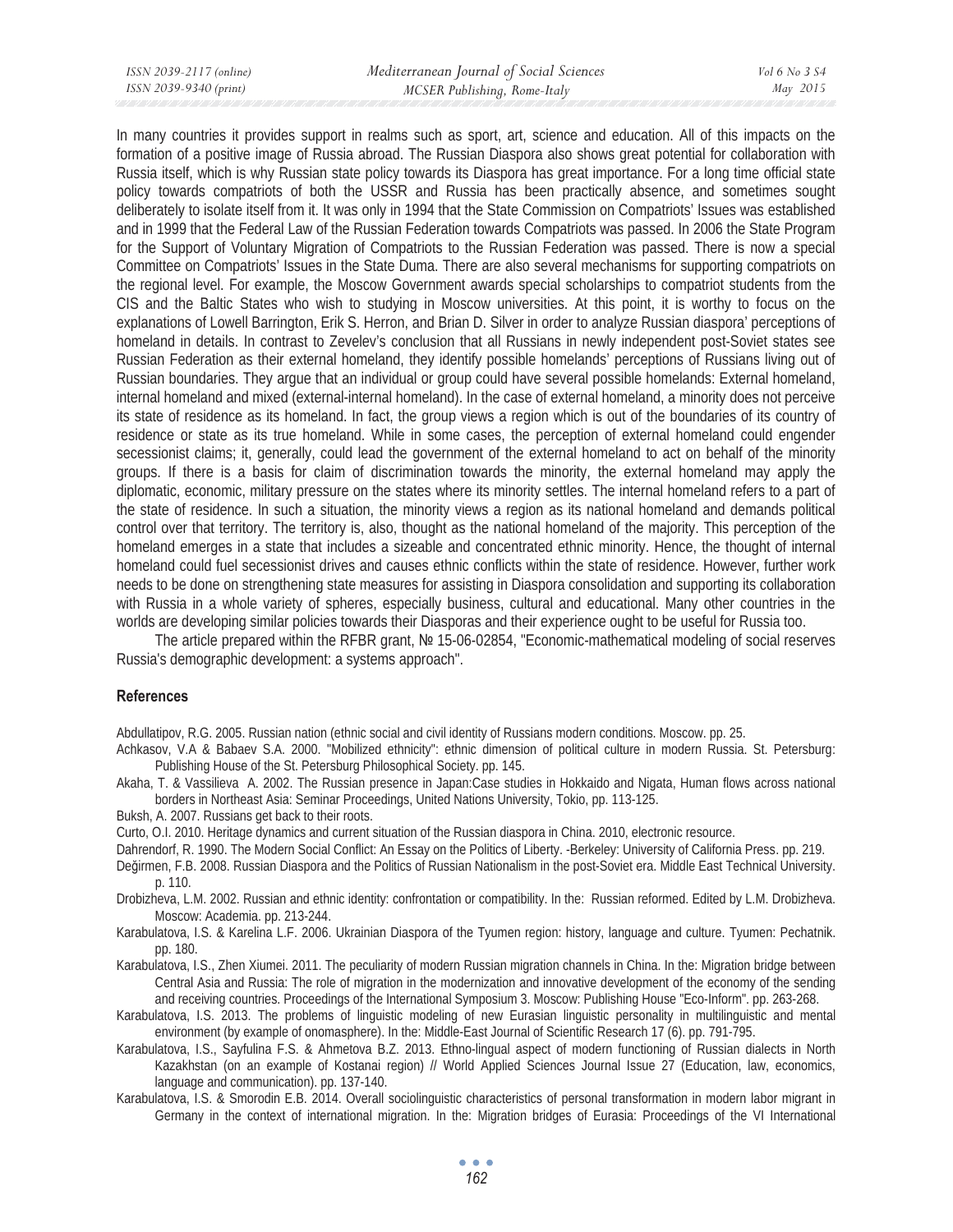In many countries it provides support in realms such as sport, art, science and education. All of this impacts on the formation of a positive image of Russia abroad. The Russian Diaspora also shows great potential for collaboration with Russia itself, which is why Russian state policy towards its Diaspora has great importance. For a long time official state policy towards compatriots of both the USSR and Russia has been practically absence, and sometimes sought deliberately to isolate itself from it. It was only in 1994 that the State Commission on Compatriots' Issues was established and in 1999 that the Federal Law of the Russian Federation towards Compatriots was passed. In 2006 the State Program for the Support of Voluntary Migration of Compatriots to the Russian Federation was passed. There is now a special Committee on Compatriots' Issues in the State Duma. There are also several mechanisms for supporting compatriots on the regional level. For example, the Moscow Government awards special scholarships to compatriot students from the CIS and the Baltic States who wish to studying in Moscow universities. At this point, it is worthy to focus on the explanations of Lowell Barrington, Erik S. Herron, and Brian D. Silver in order to analyze Russian diaspora' perceptions of homeland in details. In contrast to Zevelev's conclusion that all Russians in newly independent post-Soviet states see Russian Federation as their external homeland, they identify possible homelands' perceptions of Russians living out of Russian boundaries. They argue that an individual or group could have several possible homelands: External homeland, internal homeland and mixed (external-internal homeland). In the case of external homeland, a minority does not perceive its state of residence as its homeland. In fact, the group views a region which is out of the boundaries of its country of residence or state as its true homeland. While in some cases, the perception of external homeland could engender secessionist claims; it, generally, could lead the government of the external homeland to act on behalf of the minority groups. If there is a basis for claim of discrimination towards the minority, the external homeland may apply the diplomatic, economic, military pressure on the states where its minority settles. The internal homeland refers to a part of the state of residence. In such a situation, the minority views a region as its national homeland and demands political control over that territory. The territory is, also, thought as the national homeland of the majority. This perception of the homeland emerges in a state that includes a sizeable and concentrated ethnic minority. Hence, the thought of internal homeland could fuel secessionist drives and causes ethnic conflicts within the state of residence. However, further work needs to be done on strengthening state measures for assisting in Diaspora consolidation and supporting its collaboration with Russia in a whole variety of spheres, especially business, cultural and educational. Many other countries in the worlds are developing similar policies towards their Diasporas and their experience ought to be useful for Russia too.

The article prepared within the RFBR grant, № 15-06-02854, "Economic-mathematical modeling of social reserves Russia's demographic development: a systems approach".

## References

Abdullatipov, R.G. 2005. Russian nation (ethnic social and civil identity of Russians modern conditions. Moscow. pp. 25.

Achkasov, V.A & Babaev S.A. 2000. "Mobilized ethnicity": ethnic dimension of political culture in modern Russia. St. Petersburg: Publishing House of the St. Petersburg Philosophical Society. pp. 145.

Akaha, T. & Vassilieva A. 2002. The Russian presence in Japan:Case studies in Hokkaido and Nigata, Human flows across national borders in Northeast Asia: Seminar Proceedings, United Nations University, Tokio, pp. 113-125.

Buksh, A. 2007. Russians get back to their roots.

Curto, O.I. 2010. Heritage dynamics and current situation of the Russian diaspora in China. 2010, electronic resource.

Dahrendorf, R. 1990. The Modern Social Conflict: An Essay on the Politics of Liberty. -Berkeley: University of California Press. pp. 219.

Değirmen, F.B. 2008. Russian Diaspora and the Politics of Russian Nationalism in the post-Soviet era. Middle East Technical University. p. 110.

Drobizheva, L.M. 2002. Russian and ethnic identity: confrontation or compatibility. In the: Russian reformed. Edited by L.M. Drobizheva. Moscow: Academia. pp. 213-244.

Karabulatova, I.S. & Karelina L.F. 2006. Ukrainian Diaspora of the Tyumen region: history, language and culture. Tyumen: Pechatnik. pp. 180.

Karabulatova, I.S., Zhen Xiumei. 2011. The peculiarity of modern Russian migration channels in China. In the: Migration bridge between Central Asia and Russia: The role of migration in the modernization and innovative development of the economy of the sending and receiving countries. Proceedings of the International Symposium 3. Moscow: Publishing House "Eco-Inform". pp. 263-268.

Karabulatova, I.S. 2013. The problems of linguistic modeling of new Eurasian linguistic personality in multilinguistic and mental environment (by example of onomasphere). In the: Middle-East Journal of Scientific Research 17 (6). pp. 791-795.

Karabulatova, I.S., Sayfulina F.S. & Ahmetova B.Z. 2013. Ethno-lingual aspect of modern functioning of Russian dialects in North Kazakhstan (on an example of Kostanai region) // World Applied Sciences Journal Issue 27 (Education, law, economics, language and communication). pp. 137-140.

Karabulatova, I.S. & Smorodin E.B. 2014. Overall sociolinguistic characteristics of personal transformation in modern labor migrant in Germany in the context of international migration. In the: Migration bridges of Eurasia: Proceedings of the VI International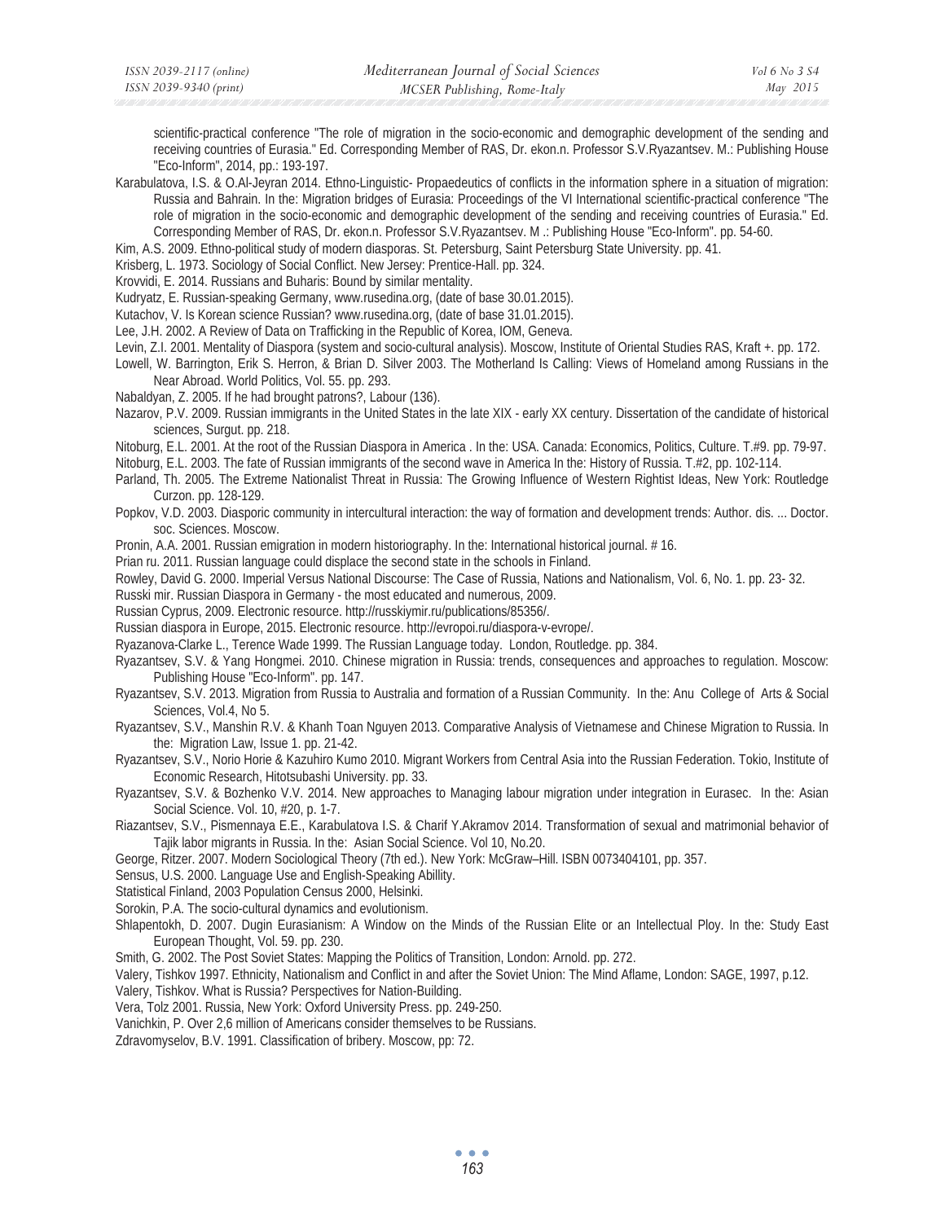scientific-practical conference "The role of migration in the socio-economic and demographic development of the sending and receiving countries of Eurasia." Ed. Corresponding Member of RAS, Dr. ekon.n. Professor S.V.Ryazantsev. M.: Publishing House "Eco-Inform", 2014, pp.: 193-197.

Karabulatova, I.S. & O.Al-Jeyran 2014. Ethno-Linguistic- Propaedeutics of conflicts in the information sphere in a situation of migration: Russia and Bahrain. In the: Migration bridges of Eurasia: Proceedings of the VI International scientific-practical conference "The role of migration in the socio-economic and demographic development of the sending and receiving countries of Eurasia." Ed. Corresponding Member of RAS, Dr. ekon.n. Professor S.V.Ryazantsev. M .: Publishing House "Eco-Inform". pp. 54-60.

Kim, A.S. 2009. Ethno-political study of modern diasporas. St. Petersburg, Saint Petersburg State University. pp. 41.

Krisberg, L. 1973. Sociology of Social Conflict. New Jersey: Prentice-Hall. pp. 324.

Krovvidi, E. 2014. Russians and Buharis: Bound by similar mentality.

Kudryatz, E. Russian-speaking Germany, www.rusedina.org, (date of base 30.01.2015).

Kutachov, V. Is Korean science Russian? www.rusedina.org, (date of base 31.01.2015).

Lee, J.H. 2002. A Review of Data on Trafficking in the Republic of Korea, IOM, Geneva.

Levin, Z.I. 2001. Mentality of Diaspora (system and socio-cultural analysis). Moscow, Institute of Oriental Studies RAS, Kraft +. pp. 172.

Lowell, W. Barrington, Erik S. Herron, & Brian D. Silver 2003. The Motherland Is Calling: Views of Homeland among Russians in the Near Abroad. World Politics, Vol. 55. pp. 293.

Nabaldyan, Z. 2005. If he had brought patrons?, Labour (136).

Nazarov, P.V. 2009. Russian immigrants in the United States in the late XIX - early XX century. Dissertation of the candidate of historical sciences, Surgut. pp. 218.

Nitoburg, E.L. 2001. At the root of the Russian Diaspora in America . In the: USA. Canada: Economics, Politics, Culture. T.#9. pp. 79-97.

Nitoburg, E.L. 2003. The fate of Russian immigrants of the second wave in America In the: History of Russia. T.#2, pp. 102-114.

Parland, Th. 2005. The Extreme Nationalist Threat in Russia: The Growing Influence of Western Rightist Ideas, New York: Routledge Curzon. pp. 128-129.

Popkov, V.D. 2003. Diasporic community in intercultural interaction: the way of formation and development trends: Author. dis. ... Doctor. soc. Sciences. Moscow.

Pronin, A.A. 2001. Russian emigration in modern historiography. In the: International historical journal. # 16.

Prian ru. 2011. Russian language could displace the second state in the schools in Finland.

Rowley, David G. 2000. Imperial Versus National Discourse: The Case of Russia, Nations and Nationalism, Vol. 6, No. 1. pp. 23- 32.

Russki mir. Russian Diaspora in Germany - the most educated and numerous, 2009.

Russian Cyprus, 2009. Electronic resource. http://russkiymir.ru/publications/85356/.

Russian diaspora in Europe, 2015. Electronic resource. http://evropoi.ru/diaspora-v-evrope/.

Ryazanova-Clarke L., Terence Wade 1999. The Russian Language today. London, Routledge. pp. 384.

Ryazantsev, S.V. & Yang Hongmei. 2010. Chinese migration in Russia: trends, consequences and approaches to regulation. Moscow: Publishing House "Eco-Inform". pp. 147.

Ryazantsev, S.V. 2013. Migration from Russia to Australia and formation of a Russian Community. In the: Anu College of Arts & Social Sciences, Vol.4, No 5.

Ryazantsev, S.V., Manshin R.V. & Khanh Toan Nguyen 2013. Comparative Analysis of Vietnamese and Chinese Migration to Russia. In the: Migration Law, Issue 1. pp. 21-42.

Ryazantsev, S.V., Norio Horie & Kazuhiro Kumo 2010. Migrant Workers from Central Asia into the Russian Federation. Tokio, Institute of Economic Research, Hitotsubashi University. pp. 33.

Ryazantsev, S.V. & Bozhenko V.V. 2014. New approaches to Managing labour migration under integration in Eurasec. In the: Asian Social Science. Vol. 10, #20, p. 1-7.

Riazantsev, S.V., Pismennaya E.E., Karabulatova I.S. & Charif Y.Akramov 2014. Transformation of sexual and matrimonial behavior of Tajik labor migrants in Russia. In the: Asian Social Science. Vol 10, No.20.

George, Ritzer. 2007. Modern Sociological Theory (7th ed.). New York: McGraw–Hill. ISBN 0073404101, pp. 357.

Sensus, U.S. 2000. Language Use and English-Speaking Abillity.

Statistical Finland, 2003 Population Census 2000, Helsinki.

Sorokin, P.A. The socio-cultural dynamics and evolutionism.

Shlapentokh, D. 2007. Dugin Eurasianism: A Window on the Minds of the Russian Elite or an Intellectual Ploy. In the: Study East European Thought, Vol. 59. pp. 230.

Smith, G. 2002. The Post Soviet States: Mapping the Politics of Transition, London: Arnold. pp. 272.

Valery, Tishkov 1997. Ethnicity, Nationalism and Conflict in and after the Soviet Union: The Mind Aflame, London: SAGE, 1997, p.12.

Valery, Tishkov. What is Russia? Perspectives for Nation-Building.

Vera, Tolz 2001. Russia, New York: Oxford University Press. pp. 249-250.

Vanichkin, P. Over 2,6 million of Americans consider themselves to be Russians.

Zdravomyselov, B.V. 1991. Classification of bribery. Moscow, pp: 72.